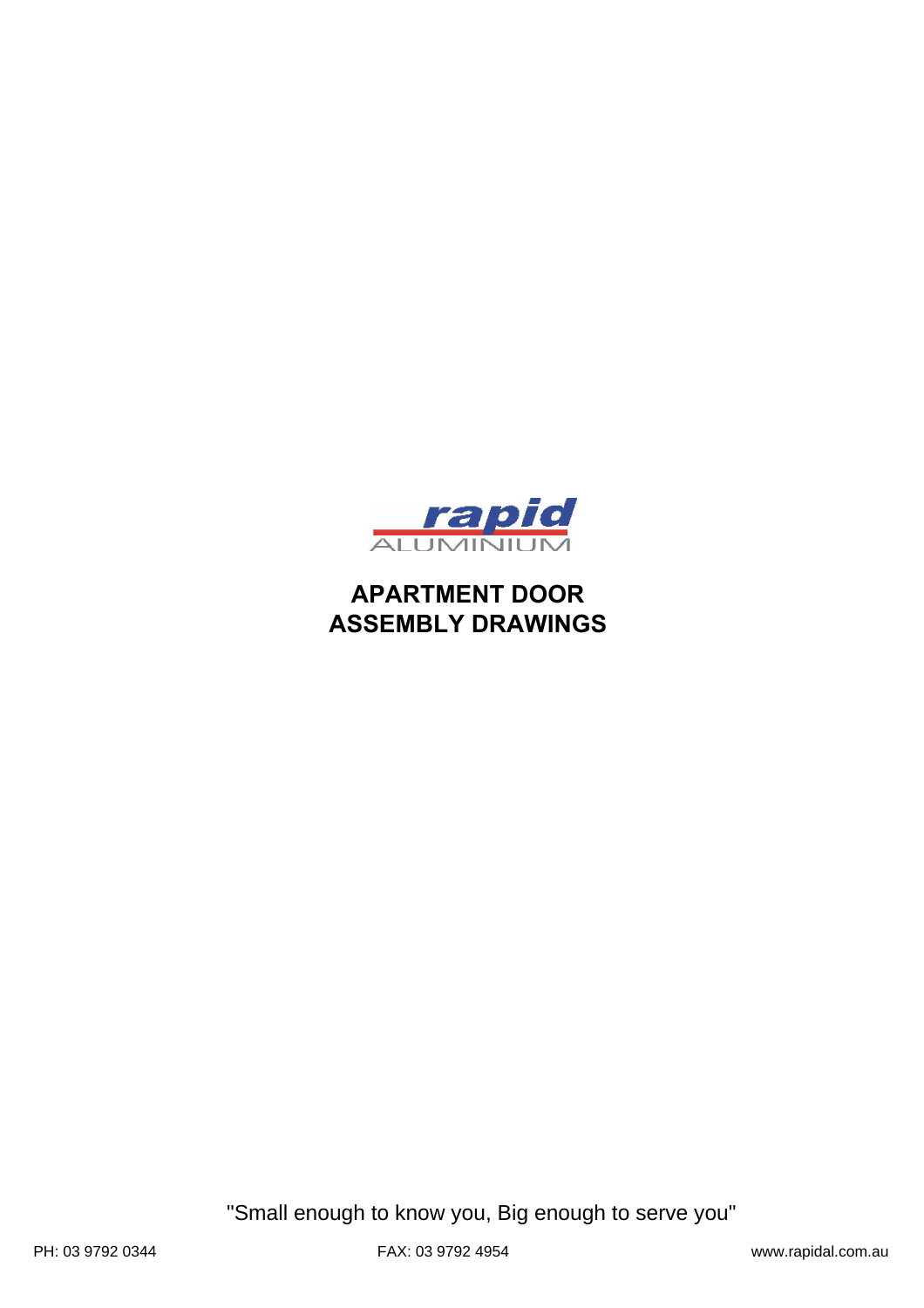rapid
ALUMINIUM

# APARTMENT DOOR ASSEMBLY DRAWINGS

"Small enough to know you, Big enough to serve you"

PH: 03 9792 0344

FAX: 03 9792 4954

www.rapidal.com.au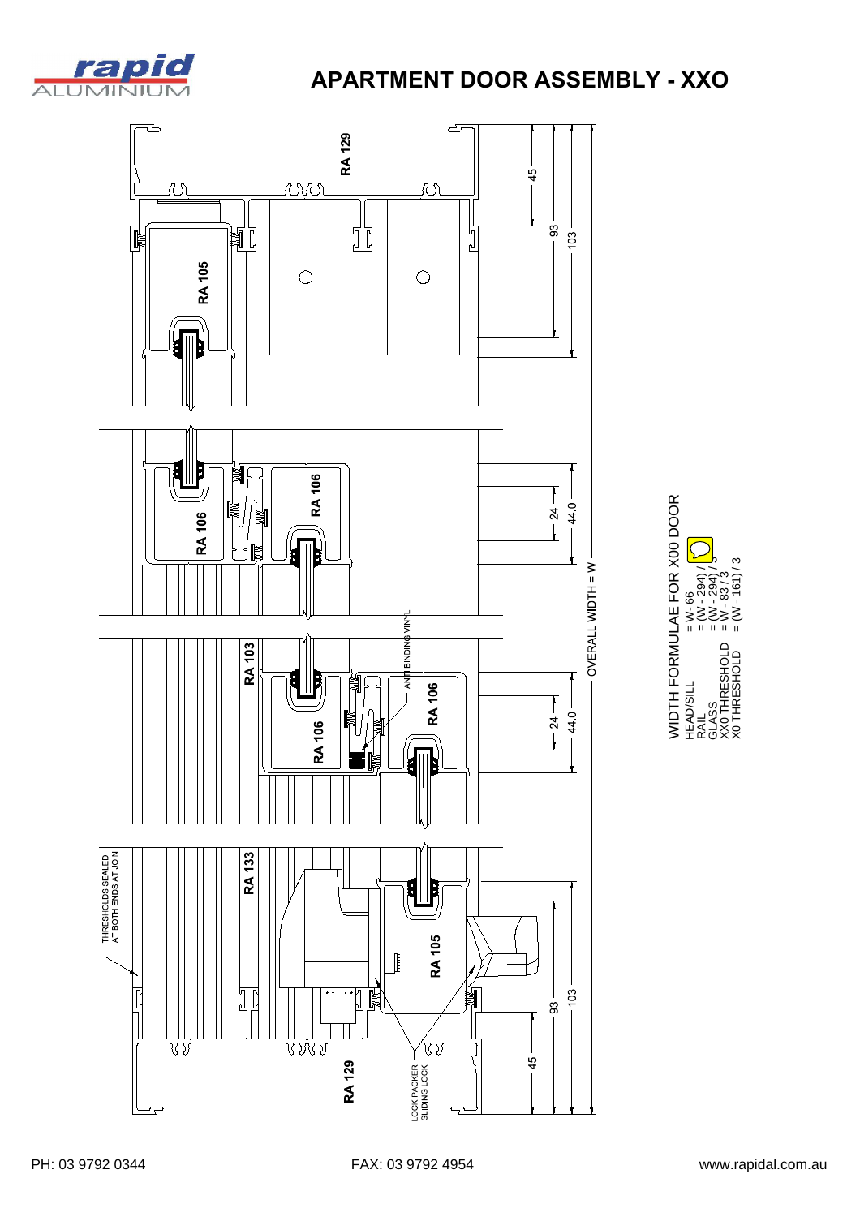# APARTMENT DOOR ASSEMBLY - XXO

RA 129

RA 105

RA 106

RA 106

RA 103

RA 106

RA 106

ANTI BINDING VINYL

RA 133

RA 105

RA 129

THRESHOLDS SEALED AT BOTH ENDS AT JOIN

LOCK PACKER SLIDING LOCK

45

93

103

24

44.0

OVERALL WIDTH = W

24

44.0

93

103

45

WIDTH FORMULAE FOR X00 DOOR

| | |
|---|---|
| HEAD/SILL | = W- 66 |
| RAIL | = (W - 294) / 3 |
| GLASS | = (W - 294) / 3 |
| XX0 THRESHOLD | = W - 83 / 3 |
| X0 THRESHOLD | = (W - 161) / 3 |

PH: 03 9792 0344 FAX: 03 9792 4954 www.rapidal.com.au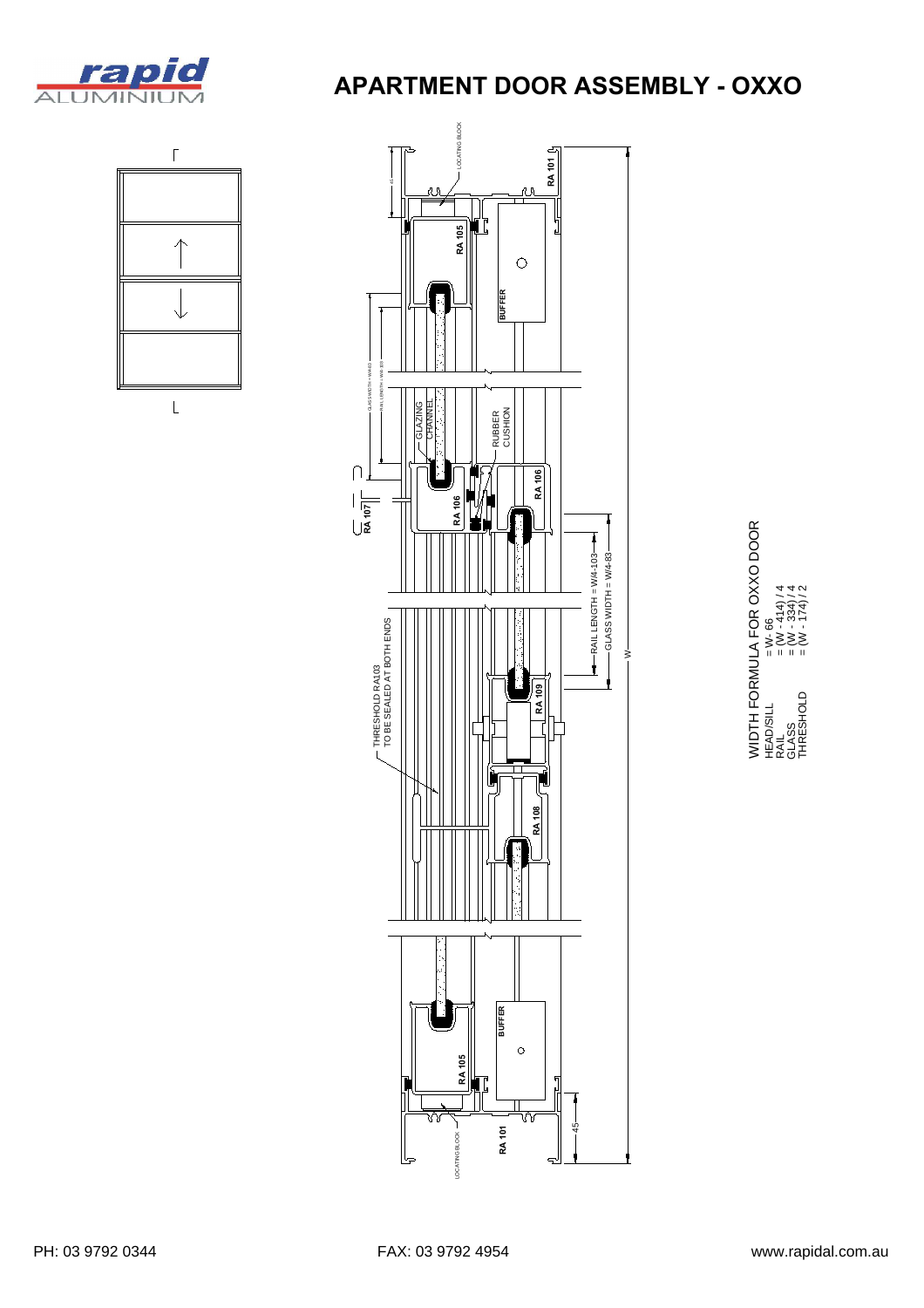# APARTMENT DOOR ASSEMBLY - OXXO

LOCATING BLOCK

RA 101

RA 105

BUFFER

GLASS WIDTH = W/4-83

RAIL LENGTH = W/4-103

GLAZING CHANNEL

RUBBER CUSHION

RA 106

RA 106

RA 107

THRESHOLD RA103 TO BE SEALED AT BOTH ENDS

RAIL LENGTH = W/4-103

GLASS WIDTH = W/4-83

W

RA 109

RA 108

BUFFER

RA 105

LOCATING BLOCK

RA 101

45

WIDTH FORMULA FOR OXXO DOOR

| | |
|---|---|
| HEAD/SILL | = W- 66 |
| RAIL | = (W - 414) / 4 |
| GLASS | = (W - 334) / 4 |
| THRESHOLD | = (W - 174) / 2 |

PH: 03 9792 0344 FAX: 03 9792 4954 www.rapidal.com.au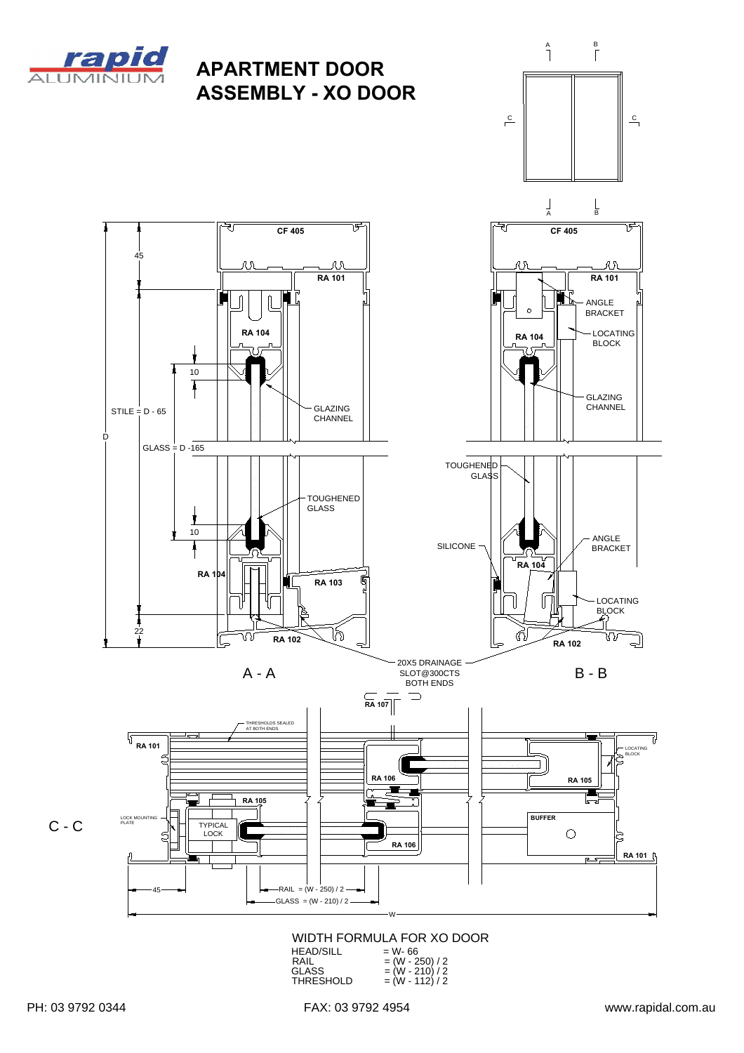# APARTMENT DOOR ASSEMBLY - XO DOOR

A - A

CF 405
RA 101
RA 104
GLAZING CHANNEL
TOUGHENED GLASS
RA 104
RA 103
RA 102
45
10
STILE = D - 65
D
GLASS = D -165
10
22

B - B

CF 405
RA 101
ANGLE BRACKET
LOCATING BLOCK
RA 104
GLAZING CHANNEL
TOUGHENED GLASS
SILICONE
ANGLE BRACKET
RA 104
LOCATING BLOCK
RA 102

20X5 DRAINAGE SLOT@300CTS BOTH ENDS

C - C

RA 107
THRESHOLDS SEALED AT BOTH ENDS
RA 101
RA 106
RA 105
LOCATING BLOCK
RA 105
LOCK MOUNTING PLATE
TYPICAL LOCK
RA 106
BUFFER
RA 101
45
RAIL = (W - 250) / 2
GLASS = (W - 210) / 2
W

## WIDTH FORMULA FOR XO DOOR

| | |
|---|---|
| HEAD/SILL | = W- 66 |
| RAIL | = (W - 250) / 2 |
| GLASS | = (W - 210) / 2 |
| THRESHOLD | = (W - 112) / 2 |

PH: 03 9792 0344 FAX: 03 9792 4954 www.rapidal.com.au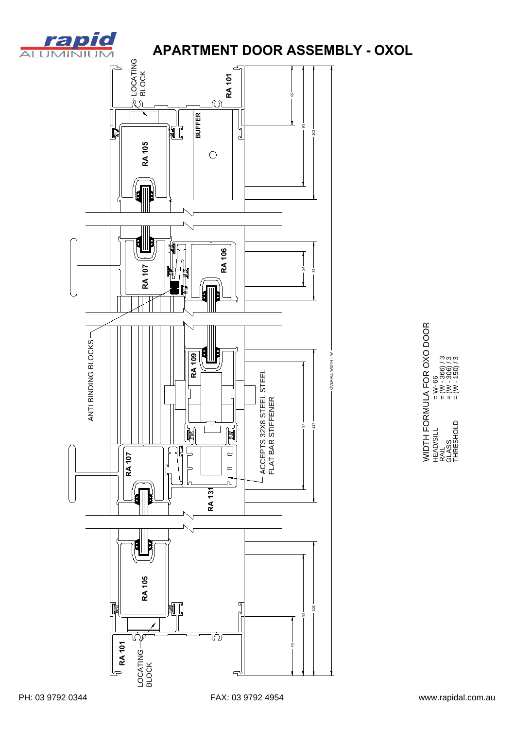# APARTMENT DOOR ASSEMBLY - OXOL

LOCATING BLOCK

RA 101

BUFFER

RA 105

45

93

103

RA 106

RA 107

24

44

ANTI BINDING BLOCKS

RA 109

OVERALL WIDTH = W

ACCEPTS 32X8 STEEL STEEL FLAT BAR STIFFENER

97

117

RA 107

RA 131

RA 105

93

103

45

RA 101

LOCATING BLOCK

WIDTH FORMULA FOR OXO DOOR

| | |
|---|---|
| HEAD/SILL | = W- 66 |
| RAIL | = (W - 366) / 3 |
| GLASS | = (W - 306) / 3 |
| THRESHOLD | = (W - 150) / 3 |

PH: 03 9792 0344 FAX: 03 9792 4954 www.rapidal.com.au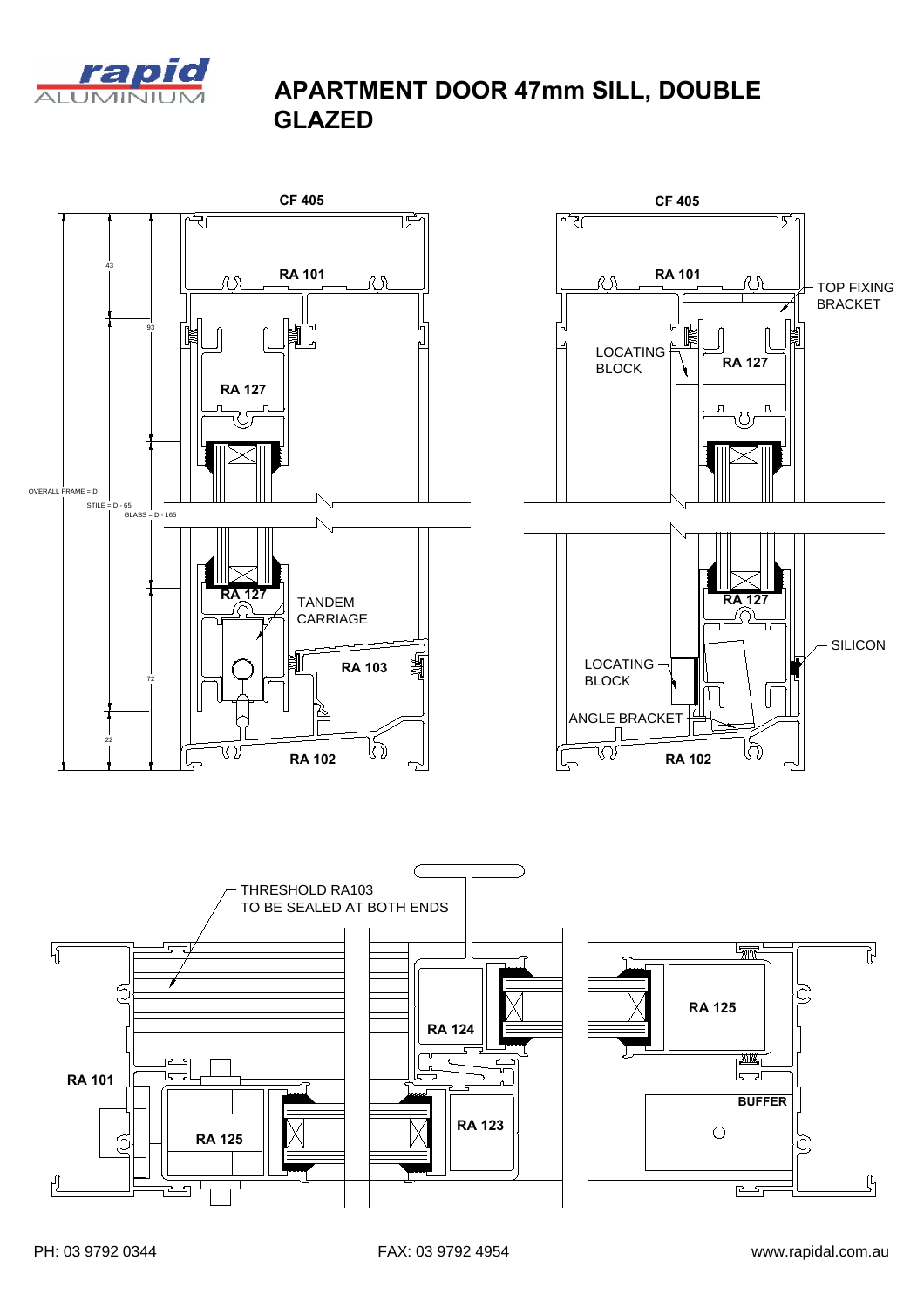rapid ALUMINIUM

# APARTMENT DOOR 47mm SILL, DOUBLE GLAZED

CF 405

RA 101

RA 127

43

93

OVERALL FRAME = D

STILE = D - 65

GLASS = D - 165

RA 127

TANDEM CARRIAGE

RA 103

72

22

RA 102

CF 405

RA 101

TOP FIXING BRACKET

LOCATING BLOCK

RA 127

RA 127

SILICON

LOCATING BLOCK

ANGLE BRACKET

RA 102

THRESHOLD RA103 TO BE SEALED AT BOTH ENDS

RA 124

RA 125

RA 101

BUFFER

RA 125

RA 123

PH: 03 9792 0344

FAX: 03 9792 4954

www.rapidal.com.au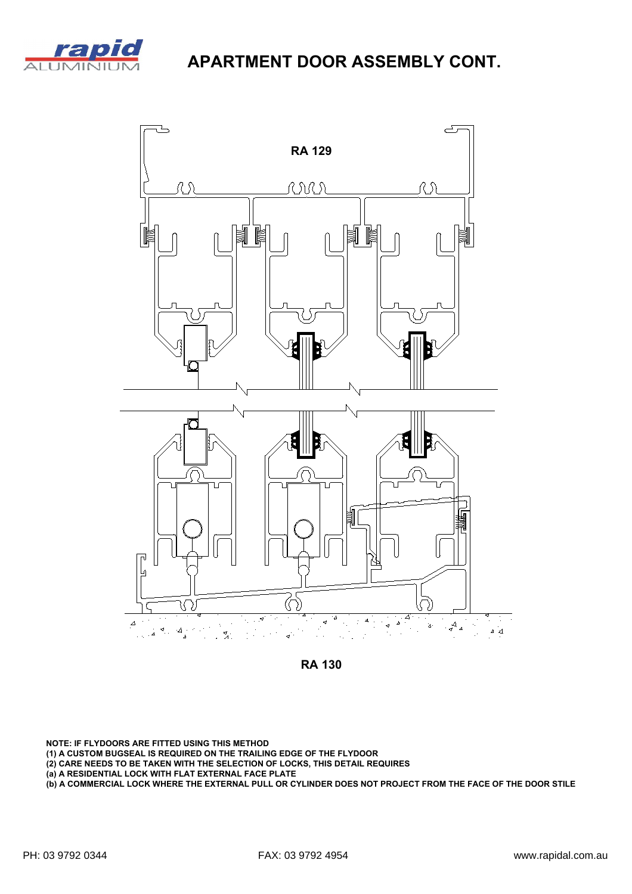# APARTMENT DOOR ASSEMBLY CONT.

RA 129

RA 130

**NOTE: IF FLYDOORS ARE FITTED USING THIS METHOD**
**(1) A CUSTOM BUGSEAL IS REQUIRED ON THE TRAILING EDGE OF THE FLYDOOR**
**(2) CARE NEEDS TO BE TAKEN WITH THE SELECTION OF LOCKS, THIS DETAIL REQUIRES**
**(a) A RESIDENTIAL LOCK WITH FLAT EXTERNAL FACE PLATE**
**(b) A COMMERCIAL LOCK WHERE THE EXTERNAL PULL OR CYLINDER DOES NOT PROJECT FROM THE FACE OF THE DOOR STILE**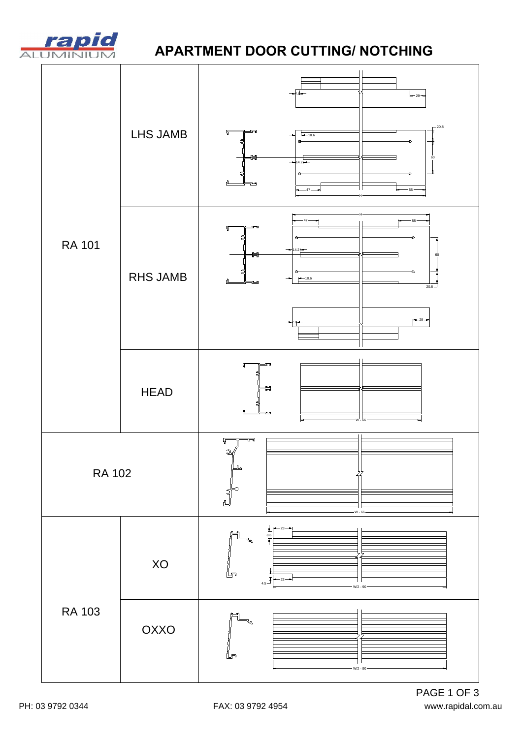# APARTMENT DOOR CUTTING/ NOTCHING

| | | |
|---|---|---|
| RA 101 | LHS JAMB | 7.6, 29, 20.8, 10.6, 60, 14.2, 47, 55, H |
| | RHS JAMB | H, 47, 55, 14.2, 60, 10.6, 20.8, 7.6, 29 |
| | HEAD | W - 66 |
| RA 102 | | W - 66 |
| RA 103 | XO | 23, 8.6, 4.5, 23, W/2 - 90 |
| | OXXO | W/2 - 90 |

PH: 03 9792 0344 FAX: 03 9792 4954 www.rapidal.com.au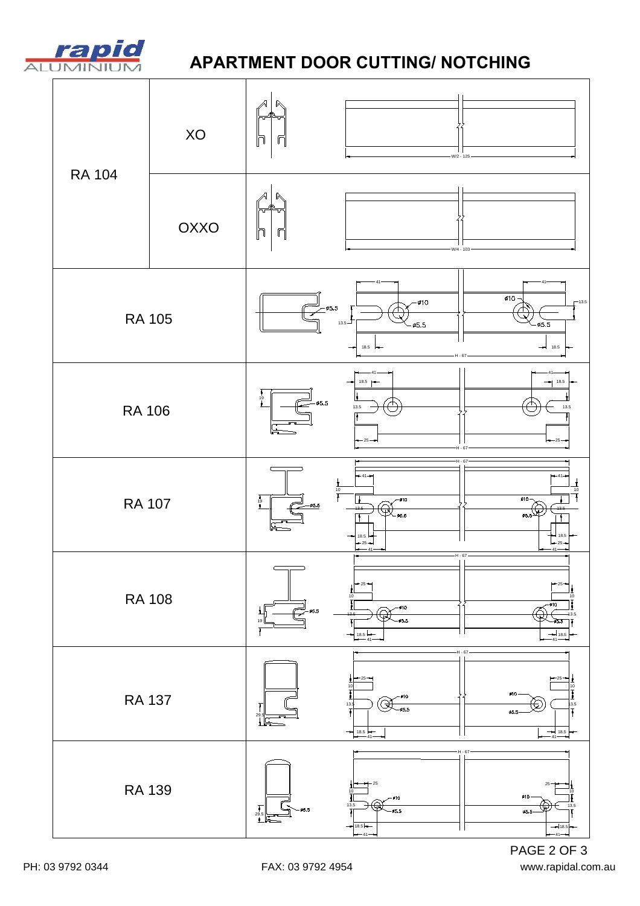# APARTMENT DOOR CUTTING/ NOTCHING

| | | |
|---|---|---|
| RA 104 | XO | W/2 - 125 |
| | OXXO | W/4 - 103 |
| RA 105 | | 41, 41, ø10, ø10, ø5.5, ø5.5, ø5.5, 13.5, 13.5, 18.5, 18.5, H - 67 |
| RA 106 | | 41, 41, 18.5, 18.5, 19, ø5.5, 13.5, 13.5, 25, 25, H - 67 |
| RA 107 | | H - 67, 41, 41, 10, 10, 19, ø10, ø10, ø5.5, ø5.5, ø5.5, 13.5, 13.5, 18.5, 18.5, 25, 25, 41, 41 |
| RA 108 | | H - 67, 25, 25, 10, 10, ø10, ø10, ø5.5, ø5.5, ø5.5, 13.5, 13.5, 19, 18.5, 18.5, 41, 41 |
| RA 137 | | H - 67, 25, 25, 10, 10, ø10, ø10, 13.5, 13.5, ø5.5, ø5.5, 29.5, 18.5, 18.5, 41, 41 |
| RA 139 | | H - 67, 25, 25, 10, 10, ø10, ø10, 13.5, 13.5, ø5.5, ø5.5, ø5.5, 29.5, 18.5, 18.5, 41, 41 |

PH: 03 9792 0344 FAX: 03 9792 4954 www.rapidal.com.au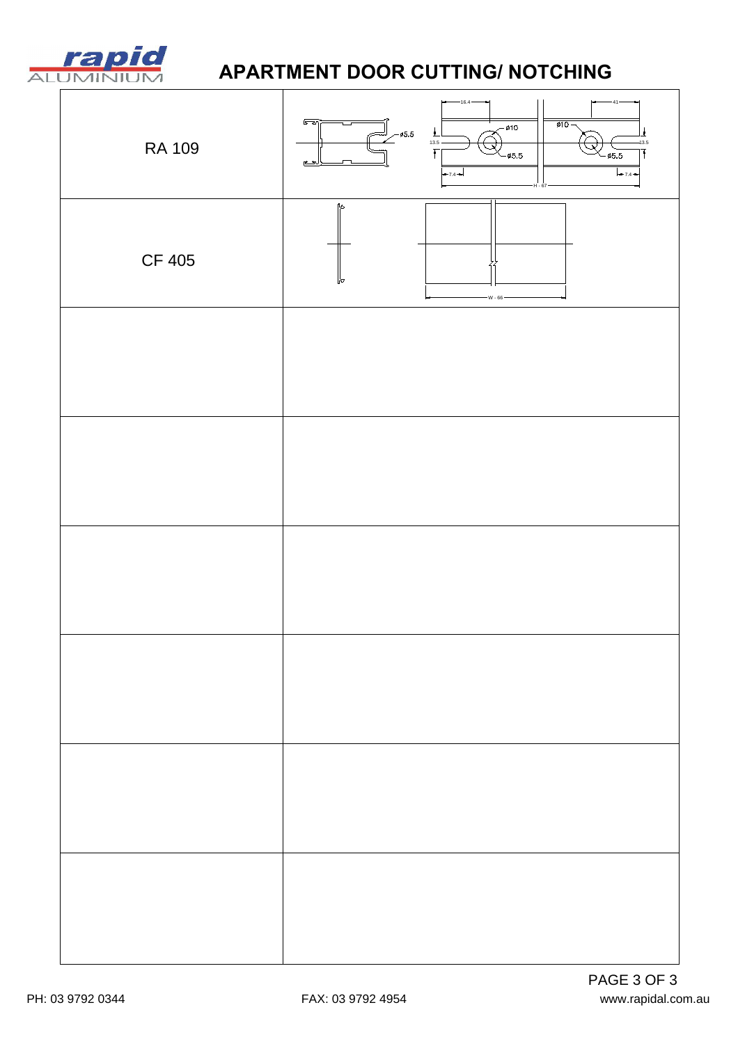# APARTMENT DOOR CUTTING/ NOTCHING

| | |
|---|---|
| RA 109 | 16.4<br>41<br>ø10<br>ø10<br>ø5.5<br>13.5<br>ø5.5<br>13.5<br>ø5.5<br>7.4<br>H - 67<br>7.4 |
| CF 405 | W - 66 |
| | |
| | |
| | |
| | |
| | |
| | |

PH: 03 9792 0344 FAX: 03 9792 4954 www.rapidal.com.au